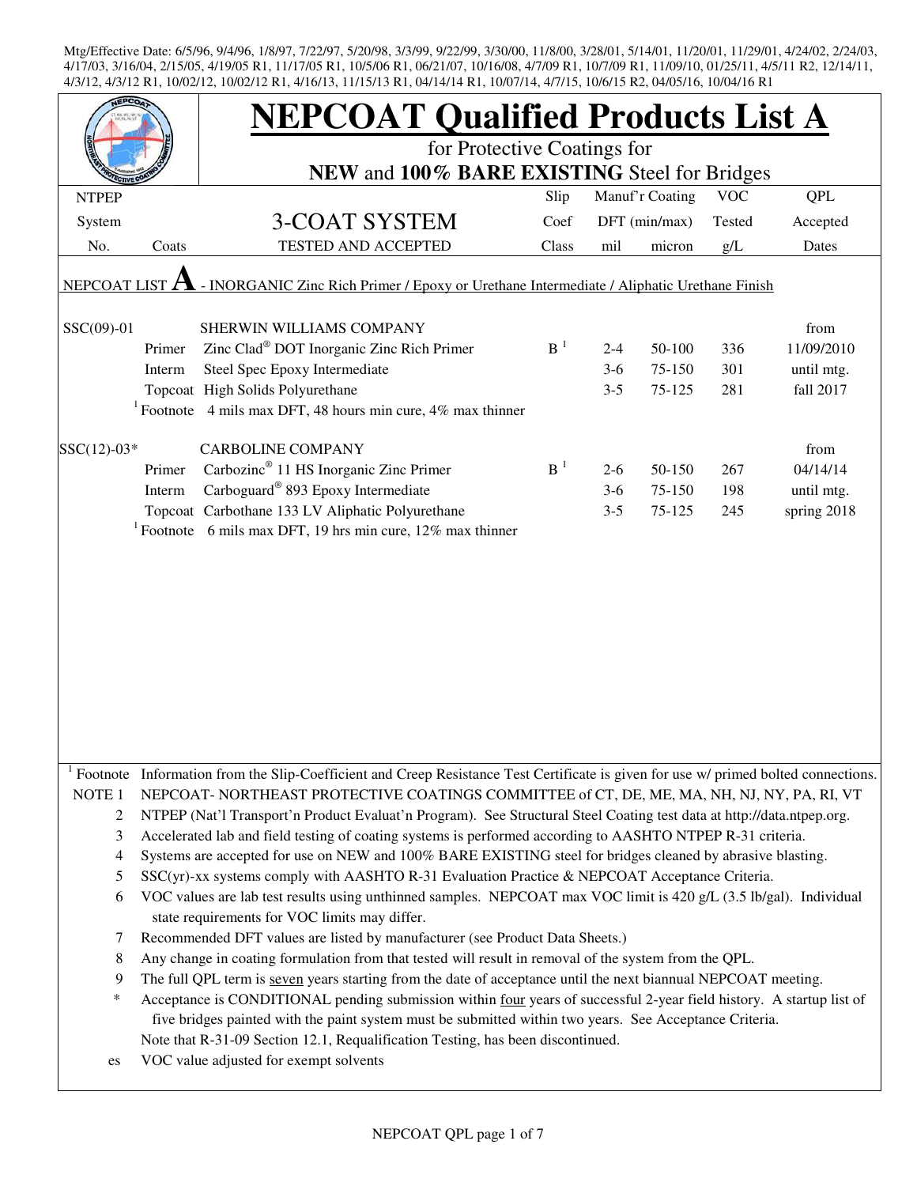Mtg/Effective Date: 6/5/96, 9/4/96, 1/8/97, 7/22/97, 5/20/98, 3/3/99, 9/22/99, 3/30/00, 11/8/00, 3/28/01, 5/14/01, 11/20/01, 11/29/01, 4/24/02, 2/24/03, 4/17/03, 3/16/04, 2/15/05, 4/19/05 R1, 11/17/05 R1, 10/5/06 R1, 06/21/07, 10/16/08, 4/7/09 R1, 10/7/09 R1, 11/09/10, 01/25/11, 4/5/11 R2, 12/14/11, 4/3/12, 4/3/12 R1, 10/02/12, 10/02/12 R1, 4/16/13, 11/15/13 R1, 04/14/14 R1, 10/07/14, 4/7/15, 10/6/15 R2, 04/05/16, 10/04/16 R1

# NEPCOAT Qualified Products List A

for Protective Coatings for

**NEW** and **100% BARE EXISTING** Steel for Bridges

| NTPEP System No. | Coats | 3-COAT SYSTEM TESTED AND ACCEPTED | Slip Coef Class | Manuf'r Coating DFT (min/max) mil | micron | VOC Tested g/L | QPL Accepted Dates |
|---|---|---|---|---|---|---|---|
| NEPCOAT LIST **A** - INORGANIC Zinc Rich Primer / Epoxy or Urethane Intermediate / Aliphatic Urethane Finish | | | | | | | |
| SSC(09)-01 | | SHERWIN WILLIAMS COMPANY | | | | | from |
| | Primer | Zinc Clad® DOT Inorganic Zinc Rich Primer | B [1] | 2-4 | 50-100 | 336 | 11/09/2010 |
| | Interm | Steel Spec Epoxy Intermediate | | 3-6 | 75-150 | 301 | until mtg. |
| | Topcoat | High Solids Polyurethane | | 3-5 | 75-125 | 281 | fall 2017 |
| | [1] Footnote | 4 mils max DFT, 48 hours min cure, 4% max thinner | | | | | |
| SSC(12)-03* | | CARBOLINE COMPANY | | | | | from |
| | Primer | Carbozinc® 11 HS Inorganic Zinc Primer | B [1] | 2-6 | 50-150 | 267 | 04/14/14 |
| | Interm | Carboguard® 893 Epoxy Intermediate | | 3-6 | 75-150 | 198 | until mtg. |
| | Topcoat | Carbothane 133 LV Aliphatic Polyurethane | | 3-5 | 75-125 | 245 | spring 2018 |
| | [1] Footnote | 6 mils max DFT, 19 hrs min cure, 12% max thinner | | | | | |

[1] Footnote Information from the Slip-Coefficient and Creep Resistance Test Certificate is given for use w/ primed bolted connections.

NOTE 1 NEPCOAT- NORTHEAST PROTECTIVE COATINGS COMMITTEE of CT, DE, ME, MA, NH, NJ, NY, PA, RI, VT

2 NTPEP (Nat'l Transport'n Product Evaluat'n Program). See Structural Steel Coating test data at http://data.ntpep.org.

3 Accelerated lab and field testing of coating systems is performed according to AASHTO NTPEP R-31 criteria.

4 Systems are accepted for use on NEW and 100% BARE EXISTING steel for bridges cleaned by abrasive blasting.

5 SSC(yr)-xx systems comply with AASHTO R-31 Evaluation Practice & NEPCOAT Acceptance Criteria.

6 VOC values are lab test results using unthinned samples. NEPCOAT max VOC limit is 420 g/L (3.5 lb/gal). Individual state requirements for VOC limits may differ.

7 Recommended DFT values are listed by manufacturer (see Product Data Sheets.)

8 Any change in coating formulation from that tested will result in removal of the system from the QPL.

9 The full QPL term is seven years starting from the date of acceptance until the next biannual NEPCOAT meeting.

\* Acceptance is CONDITIONAL pending submission within four years of successful 2-year field history. A startup list of five bridges painted with the paint system must be submitted within two years. See Acceptance Criteria.

Note that R-31-09 Section 12.1, Requalification Testing, has been discontinued.

es VOC value adjusted for exempt solvents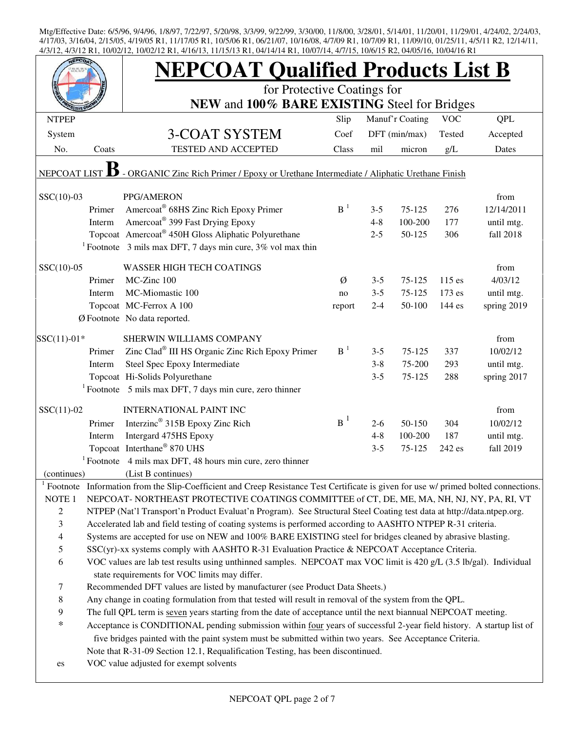Mtg/Effective Date: 6/5/96, 9/4/96, 1/8/97, 7/22/97, 5/20/98, 3/3/99, 9/22/99, 3/30/00, 11/8/00, 3/28/01, 5/14/01, 11/20/01, 11/29/01, 4/24/02, 2/24/03, 4/17/03, 3/16/04, 2/15/05, 4/19/05 R1, 11/17/05 R1, 10/5/06 R1, 06/21/07, 10/16/08, 4/7/09 R1, 10/7/09 R1, 11/09/10, 01/25/11, 4/5/11 R2, 12/14/11, 4/3/12, 4/3/12 R1, 10/02/12, 10/02/12 R1, 4/16/13, 11/15/13 R1, 04/14/14 R1, 10/07/14, 4/7/15, 10/6/15 R2, 04/05/16, 10/04/16 R1

# NEPCOAT Qualified Products List B

for Protective Coatings for

**NEW** and **100% BARE EXISTING** Steel for Bridges

| NTPEP System No. | Coats | 3-COAT SYSTEM TESTED AND ACCEPTED | Slip Coef Class | Manuf'r Coating DFT (min/max) mil | micron | VOC Tested g/L | QPL Accepted Dates |
|---|---|---|---|---|---|---|---|
| NEPCOAT LIST **B** - ORGANIC Zinc Rich Primer / Epoxy or Urethane Intermediate / Aliphatic Urethane Finish | | | | | | | |
| SSC(10)-03 | | PPG/AMERON | | | | | from |
| | Primer | Amercoat® 68HS Zinc Rich Epoxy Primer | B [1] | 3-5 | 75-125 | 276 | 12/14/2011 |
| | Interm | Amercoat® 399 Fast Drying Epoxy | | 4-8 | 100-200 | 177 | until mtg. |
| | Topcoat | Amercoat® 450H Gloss Aliphatic Polyurethane | | 2-5 | 50-125 | 306 | fall 2018 |
| | [1] Footnote | 3 mils max DFT, 7 days min cure, 3% vol max thin | | | | | |
| SSC(10)-05 | | WASSER HIGH TECH COATINGS | | | | | from |
| | Primer | MC-Zinc 100 | Ø | 3-5 | 75-125 | 115 es | 4/03/12 |
| | Interm | MC-Miomastic 100 | no | 3-5 | 75-125 | 173 es | until mtg. |
| | Topcoat | MC-Ferrox A 100 | report | 2-4 | 50-100 | 144 es | spring 2019 |
| | Ø Footnote | No data reported. | | | | | |
| SSC(11)-01* | | SHERWIN WILLIAMS COMPANY | | | | | from |
| | Primer | Zinc Clad® III HS Organic Zinc Rich Epoxy Primer | B [1] | 3-5 | 75-125 | 337 | 10/02/12 |
| | Interm | Steel Spec Epoxy Intermediate | | 3-8 | 75-200 | 293 | until mtg. |
| | Topcoat | Hi-Solids Polyurethane | | 3-5 | 75-125 | 288 | spring 2017 |
| | [1] Footnote | 5 mils max DFT, 7 days min cure, zero thinner | | | | | |
| SSC(11)-02 | | INTERNATIONAL PAINT INC | | | | | from |
| | Primer | Interzinc® 315B Epoxy Zinc Rich | B [1] | 2-6 | 50-150 | 304 | 10/02/12 |
| | Interm | Intergard 475HS Epoxy | | 4-8 | 100-200 | 187 | until mtg. |
| | Topcoat | Interthane® 870 UHS | | 3-5 | 75-125 | 242 es | fall 2019 |
| | [1] Footnote | 4 mils max DFT, 48 hours min cure, zero thinner | | | | | |
| (continues) | | (List B continues) | | | | | |

[1] Footnote Information from the Slip-Coefficient and Creep Resistance Test Certificate is given for use w/ primed bolted connections.

NOTE 1 NEPCOAT- NORTHEAST PROTECTIVE COATINGS COMMITTEE of CT, DE, ME, MA, NH, NJ, NY, PA, RI, VT

2 NTPEP (Nat'l Transport'n Product Evaluat'n Program). See Structural Steel Coating test data at http://data.ntpep.org.

3 Accelerated lab and field testing of coating systems is performed according to AASHTO NTPEP R-31 criteria.

4 Systems are accepted for use on NEW and 100% BARE EXISTING steel for bridges cleaned by abrasive blasting.

5 SSC(yr)-xx systems comply with AASHTO R-31 Evaluation Practice & NEPCOAT Acceptance Criteria.

6 VOC values are lab test results using unthinned samples. NEPCOAT max VOC limit is 420 g/L (3.5 lb/gal). Individual state requirements for VOC limits may differ.

7 Recommended DFT values are listed by manufacturer (see Product Data Sheets.)

8 Any change in coating formulation from that tested will result in removal of the system from the QPL.

9 The full QPL term is seven years starting from the date of acceptance until the next biannual NEPCOAT meeting.

* Acceptance is CONDITIONAL pending submission within four years of successful 2-year field history. A startup list of five bridges painted with the paint system must be submitted within two years. See Acceptance Criteria.

Note that R-31-09 Section 12.1, Requalification Testing, has been discontinued.

es VOC value adjusted for exempt solvents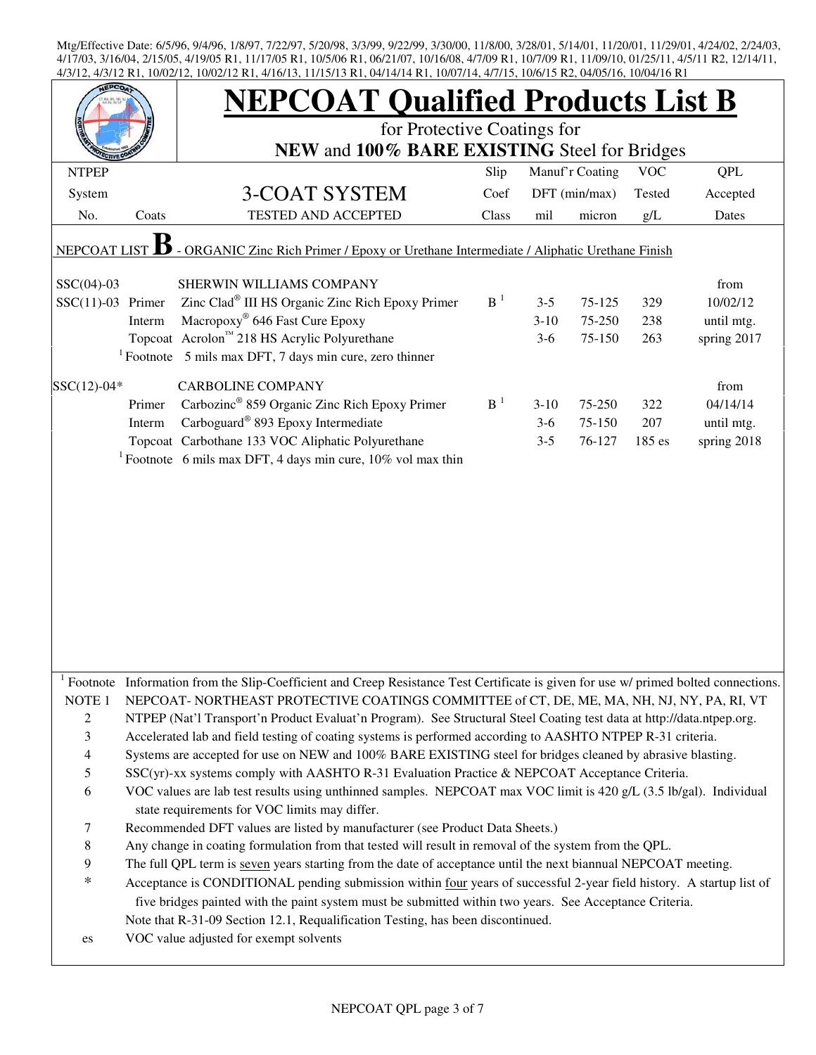Mtg/Effective Date: 6/5/96, 9/4/96, 1/8/97, 7/22/97, 5/20/98, 3/3/99, 9/22/99, 3/30/00, 11/8/00, 3/28/01, 5/14/01, 11/20/01, 11/29/01, 4/24/02, 2/24/03, 4/17/03, 3/16/04, 2/15/05, 4/19/05 R1, 11/17/05 R1, 10/5/06 R1, 06/21/07, 10/16/08, 4/7/09 R1, 10/7/09 R1, 11/09/10, 01/25/11, 4/5/11 R2, 12/14/11, 4/3/12, 4/3/12 R1, 10/02/12, 10/02/12 R1, 4/16/13, 11/15/13 R1, 04/14/14 R1, 10/07/14, 4/7/15, 10/6/15 R2, 04/05/16, 10/04/16 R1

# NEPCOAT Qualified Products List B

for Protective Coatings for
**NEW** and **100% BARE EXISTING** Steel for Bridges

| NTPEP System No. | Coats | 3-COAT SYSTEM TESTED AND ACCEPTED | Slip Coef Class | Manuf'r Coating DFT (min/max) mil | micron | VOC Tested g/L | QPL Accepted Dates |
|---|---|---|---|---|---|---|---|
| NEPCOAT LIST **B** - ORGANIC Zinc Rich Primer / Epoxy or Urethane Intermediate / Aliphatic Urethane Finish | | | | | | | |
| SSC(04)-03 | | SHERWIN WILLIAMS COMPANY | | | | | from |
| SSC(11)-03 | Primer | Zinc Clad® III HS Organic Zinc Rich Epoxy Primer | B [1] | 3-5 | 75-125 | 329 | 10/02/12 |
| | Interm | Macropoxy® 646 Fast Cure Epoxy | | 3-10 | 75-250 | 238 | until mtg. |
| | Topcoat | Acrolon™ 218 HS Acrylic Polyurethane | | 3-6 | 75-150 | 263 | spring 2017 |
| | [1] Footnote | 5 mils max DFT, 7 days min cure, zero thinner | | | | | |
| SSC(12)-04* | | CARBOLINE COMPANY | | | | | from |
| | Primer | Carbozinc® 859 Organic Zinc Rich Epoxy Primer | B [1] | 3-10 | 75-250 | 322 | 04/14/14 |
| | Interm | Carboguard® 893 Epoxy Intermediate | | 3-6 | 75-150 | 207 | until mtg. |
| | Topcoat | Carbothane 133 VOC Aliphatic Polyurethane | | 3-5 | 76-127 | 185 es | spring 2018 |
| | [1] Footnote | 6 mils max DFT, 4 days min cure, 10% vol max thin | | | | | |

[1] Footnote Information from the Slip-Coefficient and Creep Resistance Test Certificate is given for use w/ primed bolted connections.

NOTE 1 NEPCOAT- NORTHEAST PROTECTIVE COATINGS COMMITTEE of CT, DE, ME, MA, NH, NJ, NY, PA, RI, VT

2 NTPEP (Nat'l Transport'n Product Evaluat'n Program). See Structural Steel Coating test data at http://data.ntpep.org.

3 Accelerated lab and field testing of coating systems is performed according to AASHTO NTPEP R-31 criteria.

4 Systems are accepted for use on NEW and 100% BARE EXISTING steel for bridges cleaned by abrasive blasting.

5 SSC(yr)-xx systems comply with AASHTO R-31 Evaluation Practice & NEPCOAT Acceptance Criteria.

6 VOC values are lab test results using unthinned samples. NEPCOAT max VOC limit is 420 g/L (3.5 lb/gal). Individual state requirements for VOC limits may differ.

7 Recommended DFT values are listed by manufacturer (see Product Data Sheets.)

8 Any change in coating formulation from that tested will result in removal of the system from the QPL.

9 The full QPL term is seven years starting from the date of acceptance until the next biannual NEPCOAT meeting.

\* Acceptance is CONDITIONAL pending submission within four years of successful 2-year field history. A startup list of five bridges painted with the paint system must be submitted within two years. See Acceptance Criteria.
Note that R-31-09 Section 12.1, Requalification Testing, has been discontinued.

es VOC value adjusted for exempt solvents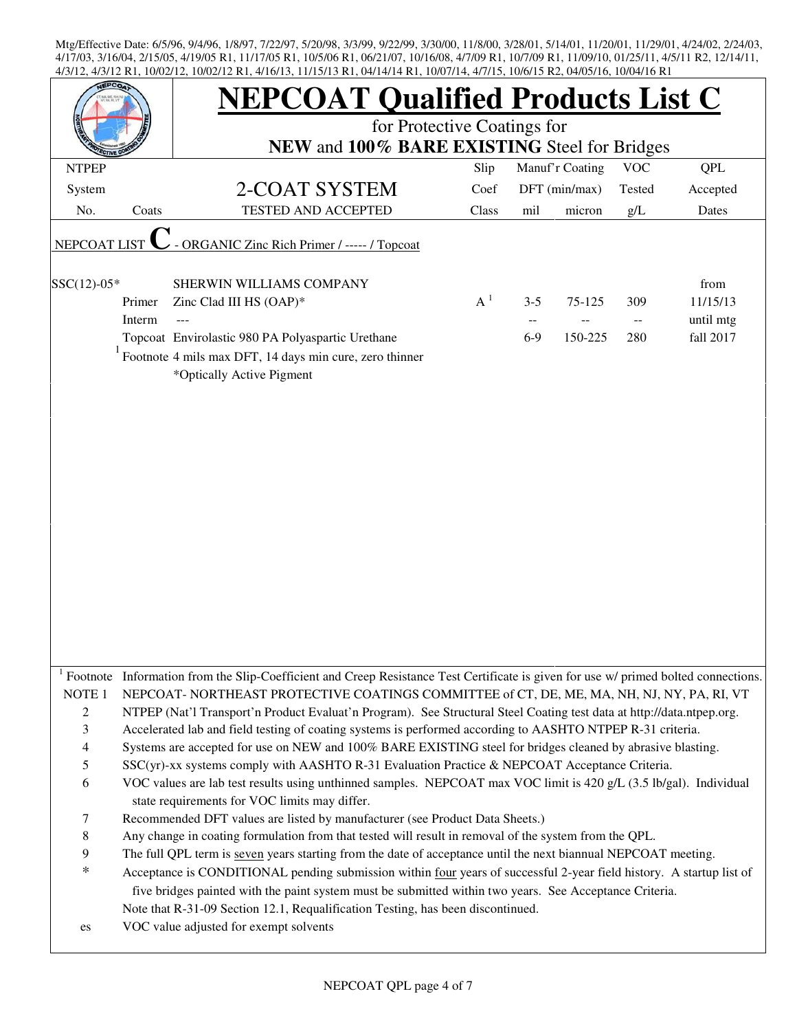Mtg/Effective Date: 6/5/96, 9/4/96, 1/8/97, 7/22/97, 5/20/98, 3/3/99, 9/22/99, 3/30/00, 11/8/00, 3/28/01, 5/14/01, 11/20/01, 11/29/01, 4/24/02, 2/24/03, 4/17/03, 3/16/04, 2/15/05, 4/19/05 R1, 11/17/05 R1, 10/5/06 R1, 06/21/07, 10/16/08, 4/7/09 R1, 10/7/09 R1, 11/09/10, 01/25/11, 4/5/11 R2, 12/14/11, 4/3/12, 4/3/12 R1, 10/02/12, 10/02/12 R1, 4/16/13, 11/15/13 R1, 04/14/14 R1, 10/07/14, 4/7/15, 10/6/15 R2, 04/05/16, 10/04/16 R1

# NEPCOAT Qualified Products List C

for Protective Coatings for

**NEW** and **100% BARE EXISTING** Steel for Bridges

| NTPEP System No. | Coats | 2-COAT SYSTEM TESTED AND ACCEPTED | Slip Coef Class | Manuf'r Coating DFT (min/max) mil | micron | VOC Tested g/L | QPL Accepted Dates |
|---|---|---|---|---|---|---|---|
| NEPCOAT LIST **C** - ORGANIC Zinc Rich Primer / ----- / Topcoat | | | | | | | |
| SSC(12)-05* | | SHERWIN WILLIAMS COMPANY | | | | | from |
| | Primer | Zinc Clad III HS (OAP)* | A [1] | 3-5 | 75-125 | 309 | 11/15/13 |
| | Interm | --- | | -- | -- | -- | until mtg |
| | Topcoat | Envirolastic 980 PA Polyaspartic Urethane | | 6-9 | 150-225 | 280 | fall 2017 |
| | [1] Footnote | 4 mils max DFT, 14 days min cure, zero thinner | | | | | |
| | | *Optically Active Pigment | | | | | |

[1] Footnote Information from the Slip-Coefficient and Creep Resistance Test Certificate is given for use w/ primed bolted connections.

NOTE 1 NEPCOAT- NORTHEAST PROTECTIVE COATINGS COMMITTEE of CT, DE, ME, MA, NH, NJ, NY, PA, RI, VT

2 NTPEP (Nat'l Transport'n Product Evaluat'n Program). See Structural Steel Coating test data at http://data.ntpep.org.

3 Accelerated lab and field testing of coating systems is performed according to AASHTO NTPEP R-31 criteria.

4 Systems are accepted for use on NEW and 100% BARE EXISTING steel for bridges cleaned by abrasive blasting.

5 SSC(yr)-xx systems comply with AASHTO R-31 Evaluation Practice & NEPCOAT Acceptance Criteria.

6 VOC values are lab test results using unthinned samples. NEPCOAT max VOC limit is 420 g/L (3.5 lb/gal). Individual state requirements for VOC limits may differ.

7 Recommended DFT values are listed by manufacturer (see Product Data Sheets.)

8 Any change in coating formulation from that tested will result in removal of the system from the QPL.

9 The full QPL term is seven years starting from the date of acceptance until the next biannual NEPCOAT meeting.

\* Acceptance is CONDITIONAL pending submission within four years of successful 2-year field history. A startup list of five bridges painted with the paint system must be submitted within two years. See Acceptance Criteria.

Note that R-31-09 Section 12.1, Requalification Testing, has been discontinued.

es VOC value adjusted for exempt solvents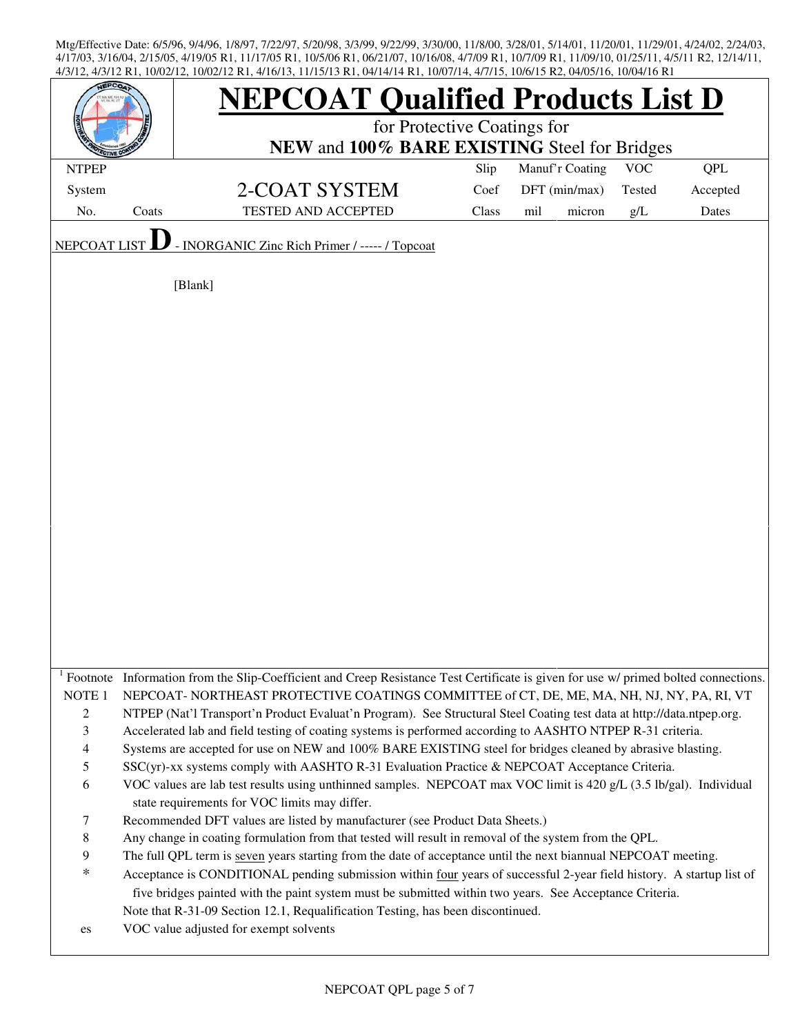Mtg/Effective Date: 6/5/96, 9/4/96, 1/8/97, 7/22/97, 5/20/98, 3/3/99, 9/22/99, 3/30/00, 11/8/00, 3/28/01, 5/14/01, 11/20/01, 11/29/01, 4/24/02, 2/24/03, 4/17/03, 3/16/04, 2/15/05, 4/19/05 R1, 11/17/05 R1, 10/5/06 R1, 06/21/07, 10/16/08, 4/7/09 R1, 10/7/09 R1, 11/09/10, 01/25/11, 4/5/11 R2, 12/14/11, 4/3/12, 4/3/12 R1, 10/02/12, 10/02/12 R1, 4/16/13, 11/15/13 R1, 04/14/14 R1, 10/07/14, 4/7/15, 10/6/15 R2, 04/05/16, 10/04/16 R1

# NEPCOAT Qualified Products List D

for Protective Coatings for
**NEW** and **100% BARE EXISTING** Steel for Bridges

| NTPEP System No. | Coats | 2-COAT SYSTEM TESTED AND ACCEPTED | Slip Coef Class | Manuf'r Coating DFT (min/max) mil | micron | VOC Tested g/L | QPL Accepted Dates |
|---|---|---|---|---|---|---|---|

NEPCOAT LIST **D** - INORGANIC Zinc Rich Primer / ----- / Topcoat

[Blank]

[1] Footnote Information from the Slip-Coefficient and Creep Resistance Test Certificate is given for use w/ primed bolted connections.

NOTE 1 NEPCOAT- NORTHEAST PROTECTIVE COATINGS COMMITTEE of CT, DE, ME, MA, NH, NJ, NY, PA, RI, VT

2 NTPEP (Nat'l Transport'n Product Evaluat'n Program). See Structural Steel Coating test data at http://data.ntpep.org.

3 Accelerated lab and field testing of coating systems is performed according to AASHTO NTPEP R-31 criteria.

4 Systems are accepted for use on NEW and 100% BARE EXISTING steel for bridges cleaned by abrasive blasting.

5 SSC(yr)-xx systems comply with AASHTO R-31 Evaluation Practice & NEPCOAT Acceptance Criteria.

6 VOC values are lab test results using unthinned samples. NEPCOAT max VOC limit is 420 g/L (3.5 lb/gal). Individual state requirements for VOC limits may differ.

7 Recommended DFT values are listed by manufacturer (see Product Data Sheets.)

8 Any change in coating formulation from that tested will result in removal of the system from the QPL.

9 The full QPL term is seven years starting from the date of acceptance until the next biannual NEPCOAT meeting.

\* Acceptance is CONDITIONAL pending submission within four years of successful 2-year field history. A startup list of five bridges painted with the paint system must be submitted within two years. See Acceptance Criteria.

Note that R-31-09 Section 12.1, Requalification Testing, has been discontinued.

es VOC value adjusted for exempt solvents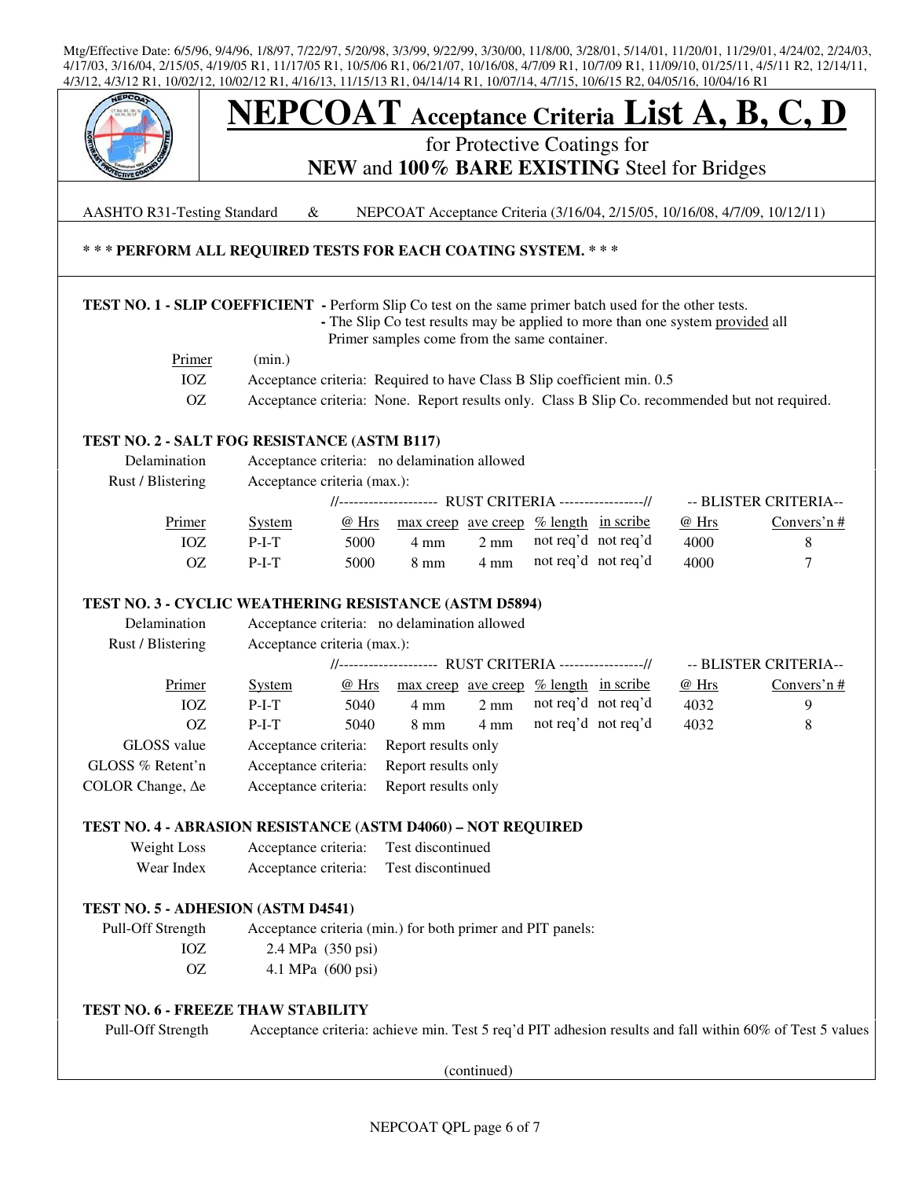Mtg/Effective Date: 6/5/96, 9/4/96, 1/8/97, 7/22/97, 5/20/98, 3/3/99, 9/22/99, 3/30/00, 11/8/00, 3/28/01, 5/14/01, 11/20/01, 11/29/01, 4/24/02, 2/24/03, 4/17/03, 3/16/04, 2/15/05, 4/19/05 R1, 11/17/05 R1, 10/5/06 R1, 06/21/07, 10/16/08, 4/7/09 R1, 10/7/09 R1, 11/09/10, 01/25/11, 4/5/11 R2, 12/14/11, 4/3/12, 4/3/12 R1, 10/02/12, 10/02/12 R1, 4/16/13, 11/15/13 R1, 04/14/14 R1, 10/07/14, 4/7/15, 10/6/15 R2, 04/05/16, 10/04/16 R1

# NEPCOAT Acceptance Criteria List A, B, C, D

for Protective Coatings for
**NEW** and **100% BARE EXISTING** Steel for Bridges

AASHTO R31-Testing Standard & NEPCOAT Acceptance Criteria (3/16/04, 2/15/05, 10/16/08, 4/7/09, 10/12/11)

**\* \* \* PERFORM ALL REQUIRED TESTS FOR EACH COATING SYSTEM. \* \* \***

**TEST NO. 1 - SLIP COEFFICIENT** - Perform Slip Co test on the same primer batch used for the other tests.
- The Slip Co test results may be applied to more than one system provided all Primer samples come from the same container.

| Primer | (min.) |
|---|---|
| IOZ | Acceptance criteria: Required to have Class B Slip coefficient min. 0.5 |
| OZ | Acceptance criteria: None. Report results only. Class B Slip Co. recommended but not required. |

**TEST NO. 2 - SALT FOG RESISTANCE (ASTM B117)**

Delamination — Acceptance criteria: no delamination allowed

Rust / Blistering — Acceptance criteria (max.):

| | | RUST CRITERIA | | | | | BLISTER CRITERIA | |
|---|---|---|---|---|---|---|---|---|
| Primer | System | @ Hrs | max creep | ave creep | % length | in scribe | @ Hrs | Convers'n # |
| IOZ | P-I-T | 5000 | 4 mm | 2 mm | not req'd | not req'd | 4000 | 8 |
| OZ | P-I-T | 5000 | 8 mm | 4 mm | not req'd | not req'd | 4000 | 7 |

**TEST NO. 3 - CYCLIC WEATHERING RESISTANCE (ASTM D5894)**

Delamination — Acceptance criteria: no delamination allowed

Rust / Blistering — Acceptance criteria (max.):

| | | RUST CRITERIA | | | | | BLISTER CRITERIA | |
|---|---|---|---|---|---|---|---|---|
| Primer | System | @ Hrs | max creep | ave creep | % length | in scribe | @ Hrs | Convers'n # |
| IOZ | P-I-T | 5040 | 4 mm | 2 mm | not req'd | not req'd | 4032 | 9 |
| OZ | P-I-T | 5040 | 8 mm | 4 mm | not req'd | not req'd | 4032 | 8 |

| | |
|---|---|
| GLOSS value | Acceptance criteria: Report results only |
| GLOSS % Retent'n | Acceptance criteria: Report results only |
| COLOR Change, Δe | Acceptance criteria: Report results only |

**TEST NO. 4 - ABRASION RESISTANCE (ASTM D4060) – NOT REQUIRED**

| | |
|---|---|
| Weight Loss | Acceptance criteria: Test discontinued |
| Wear Index | Acceptance criteria: Test discontinued |

**TEST NO. 5 - ADHESION (ASTM D4541)**

Pull-Off Strength — Acceptance criteria (min.) for both primer and PIT panels:

| | |
|---|---|
| IOZ | 2.4 MPa (350 psi) |
| OZ | 4.1 MPa (600 psi) |

**TEST NO. 6 - FREEZE THAW STABILITY**

Pull-Off Strength — Acceptance criteria: achieve min. Test 5 req'd PIT adhesion results and fall within 60% of Test 5 values

(continued)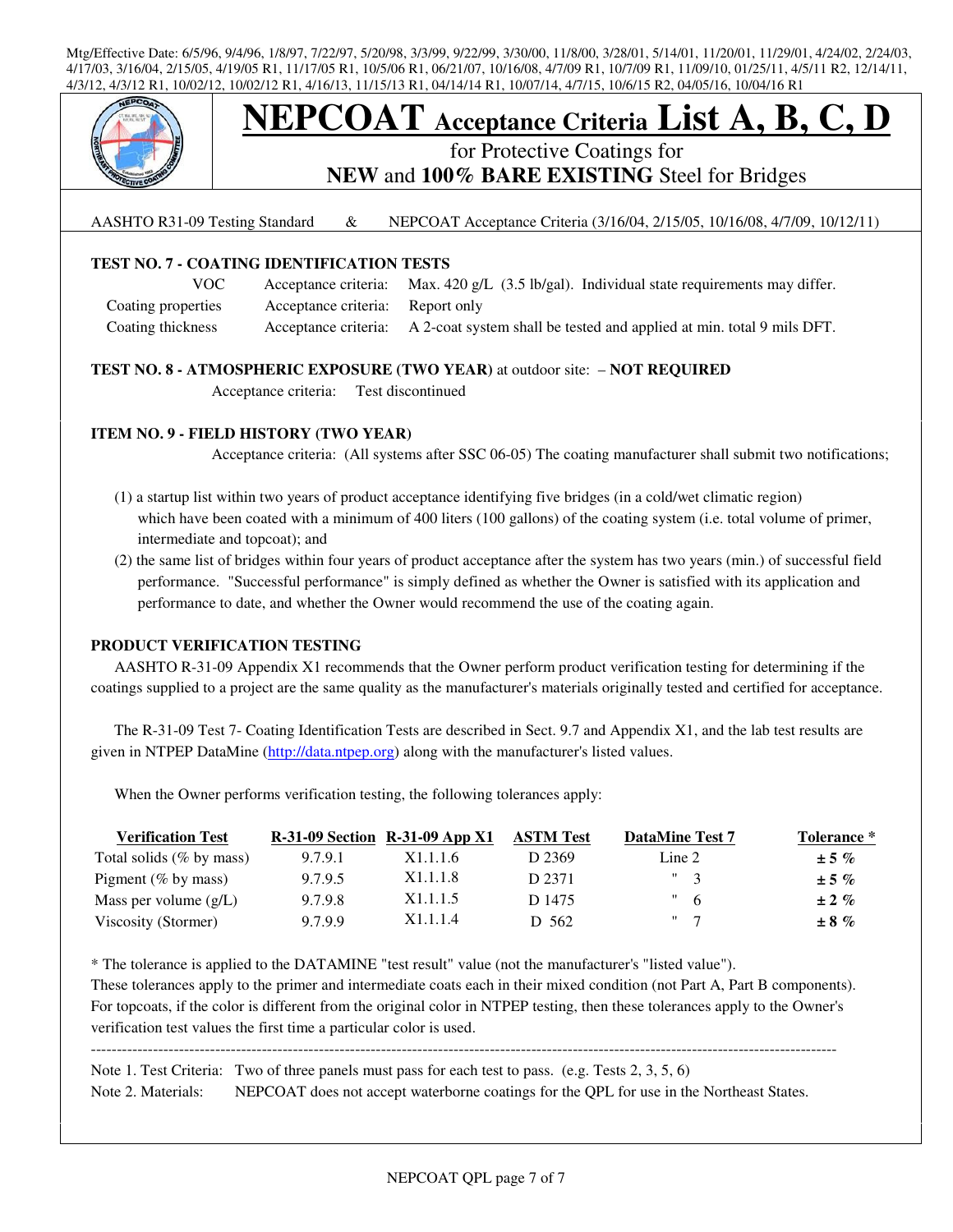Mtg/Effective Date: 6/5/96, 9/4/96, 1/8/97, 7/22/97, 5/20/98, 3/3/99, 9/22/99, 3/30/00, 11/8/00, 3/28/01, 5/14/01, 11/20/01, 11/29/01, 4/24/02, 2/24/03, 4/17/03, 3/16/04, 2/15/05, 4/19/05 R1, 11/17/05 R1, 10/5/06 R1, 06/21/07, 10/16/08, 4/7/09 R1, 10/7/09 R1, 11/09/10, 01/25/11, 4/5/11 R2, 12/14/11, 4/3/12, 4/3/12 R1, 10/02/12, 10/02/12 R1, 4/16/13, 11/15/13 R1, 04/14/14 R1, 10/07/14, 4/7/15, 10/6/15 R2, 04/05/16, 10/04/16 R1

# NEPCOAT Acceptance Criteria List A, B, C, D

for Protective Coatings for
**NEW** and **100% BARE EXISTING** Steel for Bridges

AASHTO R31-09 Testing Standard & NEPCOAT Acceptance Criteria (3/16/04, 2/15/05, 10/16/08, 4/7/09, 10/12/11)

**TEST NO. 7 - COATING IDENTIFICATION TESTS**

| | | |
|---|---|---|
| VOC | Acceptance criteria: | Max. 420 g/L (3.5 lb/gal). Individual state requirements may differ. |
| Coating properties | Acceptance criteria: | Report only |
| Coating thickness | Acceptance criteria: | A 2-coat system shall be tested and applied at min. total 9 mils DFT. |

**TEST NO. 8 - ATMOSPHERIC EXPOSURE (TWO YEAR)** at outdoor site: – **NOT REQUIRED**

Acceptance criteria: Test discontinued

**ITEM NO. 9 - FIELD HISTORY (TWO YEAR)**

Acceptance criteria: (All systems after SSC 06-05) The coating manufacturer shall submit two notifications;

(1) a startup list within two years of product acceptance identifying five bridges (in a cold/wet climatic region) which have been coated with a minimum of 400 liters (100 gallons) of the coating system (i.e. total volume of primer, intermediate and topcoat); and

(2) the same list of bridges within four years of product acceptance after the system has two years (min.) of successful field performance. "Successful performance" is simply defined as whether the Owner is satisfied with its application and performance to date, and whether the Owner would recommend the use of the coating again.

**PRODUCT VERIFICATION TESTING**

AASHTO R-31-09 Appendix X1 recommends that the Owner perform product verification testing for determining if the coatings supplied to a project are the same quality as the manufacturer's materials originally tested and certified for acceptance.

The R-31-09 Test 7- Coating Identification Tests are described in Sect. 9.7 and Appendix X1, and the lab test results are given in NTPEP DataMine (http://data.ntpep.org) along with the manufacturer's listed values.

When the Owner performs verification testing, the following tolerances apply:

| Verification Test | R-31-09 Section | R-31-09 App X1 | ASTM Test | DataMine Test 7 | Tolerance * |
|---|---|---|---|---|---|
| Total solids (% by mass) | 9.7.9.1 | X1.1.1.6 | D 2369 | Line 2 | **± 5 %** |
| Pigment (% by mass) | 9.7.9.5 | X1.1.1.8 | D 2371 | " 3 | **± 5 %** |
| Mass per volume (g/L) | 9.7.9.8 | X1.1.1.5 | D 1475 | " 6 | **± 2 %** |
| Viscosity (Stormer) | 9.7.9.9 | X1.1.1.4 | D 562 | " 7 | **± 8 %** |

* The tolerance is applied to the DATAMINE "test result" value (not the manufacturer's "listed value").
These tolerances apply to the primer and intermediate coats each in their mixed condition (not Part A, Part B components). For topcoats, if the color is different from the original color in NTPEP testing, then these tolerances apply to the Owner's verification test values the first time a particular color is used.

---

Note 1. Test Criteria: Two of three panels must pass for each test to pass. (e.g. Tests 2, 3, 5, 6)

Note 2. Materials: NEPCOAT does not accept waterborne coatings for the QPL for use in the Northeast States.